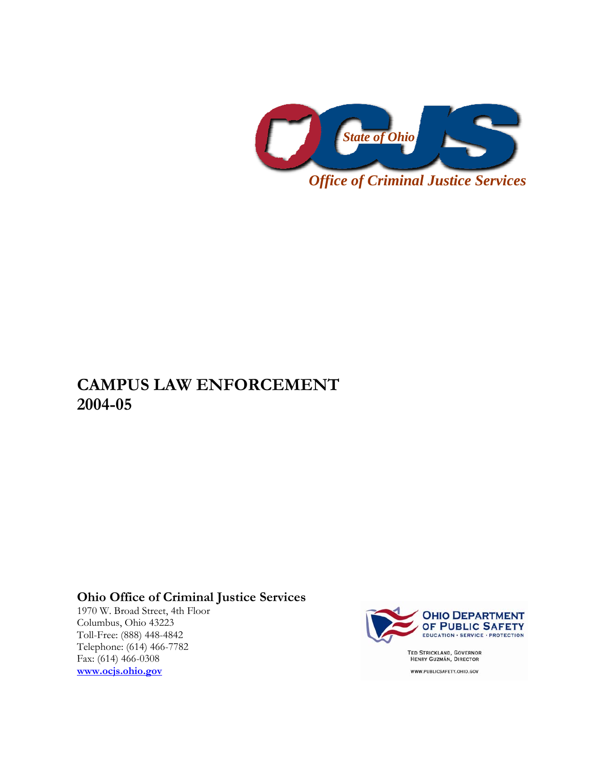State of Ohio

OCJS

*Office of Criminal Justice Services*

# CAMPUS LAW ENFORCEMENT 2004-05

**Ohio Office of Criminal Justice Services**
1970 W. Broad Street, 4th Floor
Columbus, Ohio 43223
Toll-Free: (888) 448-4842
Telephone: (614) 466-7782
Fax: (614) 466-0308
**www.ocjs.ohio.gov**

OHIO DEPARTMENT OF PUBLIC SAFETY
EDUCATION • SERVICE • PROTECTION

TED STRICKLAND, GOVERNOR
HENRY GUZMÁN, DIRECTOR

WWW.PUBLICSAFETY.OHIO.GOV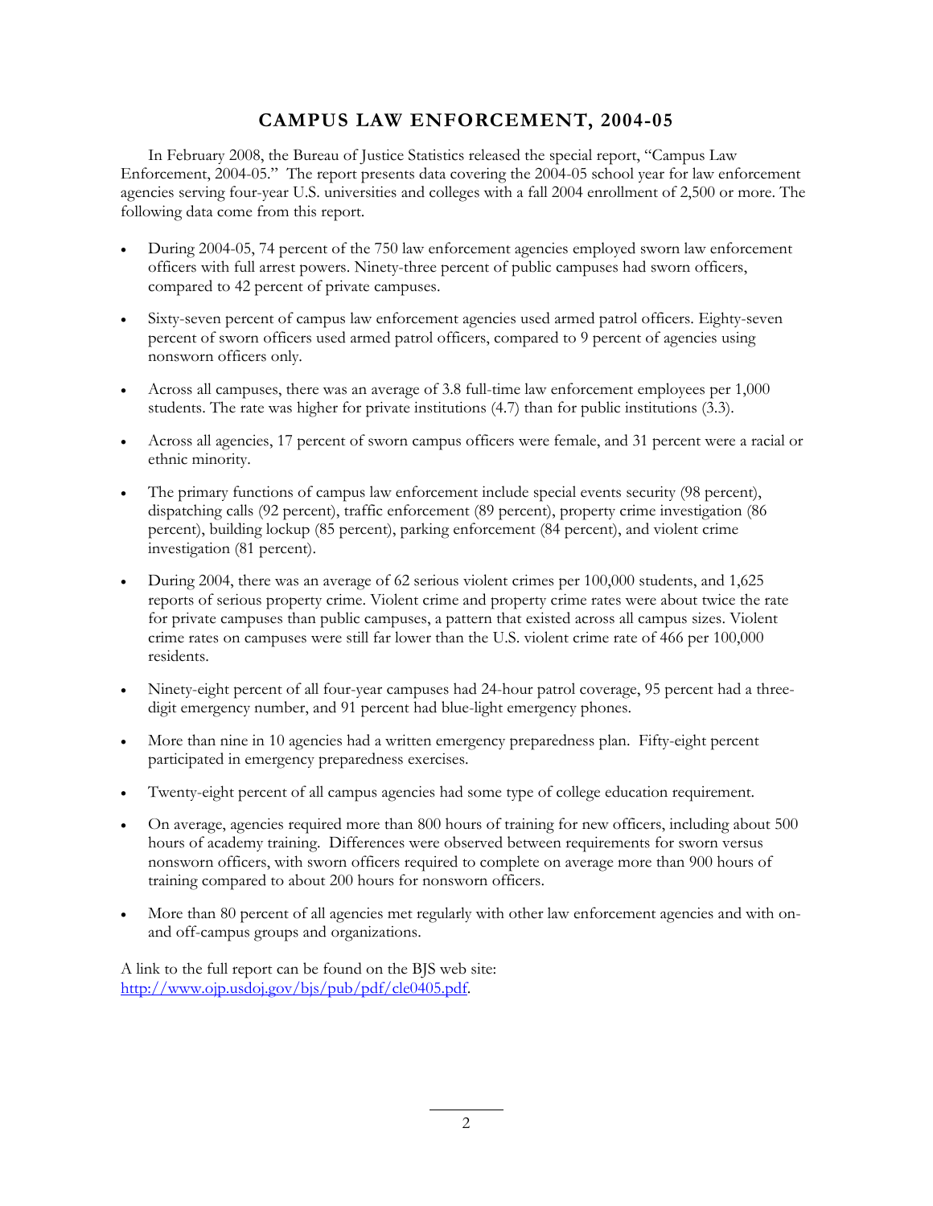# CAMPUS LAW ENFORCEMENT, 2004-05

In February 2008, the Bureau of Justice Statistics released the special report, "Campus Law Enforcement, 2004-05." The report presents data covering the 2004-05 school year for law enforcement agencies serving four-year U.S. universities and colleges with a fall 2004 enrollment of 2,500 or more. The following data come from this report.

- During 2004-05, 74 percent of the 750 law enforcement agencies employed sworn law enforcement officers with full arrest powers. Ninety-three percent of public campuses had sworn officers, compared to 42 percent of private campuses.
- Sixty-seven percent of campus law enforcement agencies used armed patrol officers. Eighty-seven percent of sworn officers used armed patrol officers, compared to 9 percent of agencies using nonsworn officers only.
- Across all campuses, there was an average of 3.8 full-time law enforcement employees per 1,000 students. The rate was higher for private institutions (4.7) than for public institutions (3.3).
- Across all agencies, 17 percent of sworn campus officers were female, and 31 percent were a racial or ethnic minority.
- The primary functions of campus law enforcement include special events security (98 percent), dispatching calls (92 percent), traffic enforcement (89 percent), property crime investigation (86 percent), building lockup (85 percent), parking enforcement (84 percent), and violent crime investigation (81 percent).
- During 2004, there was an average of 62 serious violent crimes per 100,000 students, and 1,625 reports of serious property crime. Violent crime and property crime rates were about twice the rate for private campuses than public campuses, a pattern that existed across all campus sizes. Violent crime rates on campuses were still far lower than the U.S. violent crime rate of 466 per 100,000 residents.
- Ninety-eight percent of all four-year campuses had 24-hour patrol coverage, 95 percent had a three-digit emergency number, and 91 percent had blue-light emergency phones.
- More than nine in 10 agencies had a written emergency preparedness plan. Fifty-eight percent participated in emergency preparedness exercises.
- Twenty-eight percent of all campus agencies had some type of college education requirement.
- On average, agencies required more than 800 hours of training for new officers, including about 500 hours of academy training. Differences were observed between requirements for sworn versus nonsworn officers, with sworn officers required to complete on average more than 900 hours of training compared to about 200 hours for nonsworn officers.
- More than 80 percent of all agencies met regularly with other law enforcement agencies and with on- and off-campus groups and organizations.

A link to the full report can be found on the BJS web site: http://www.ojp.usdoj.gov/bjs/pub/pdf/cle0405.pdf.